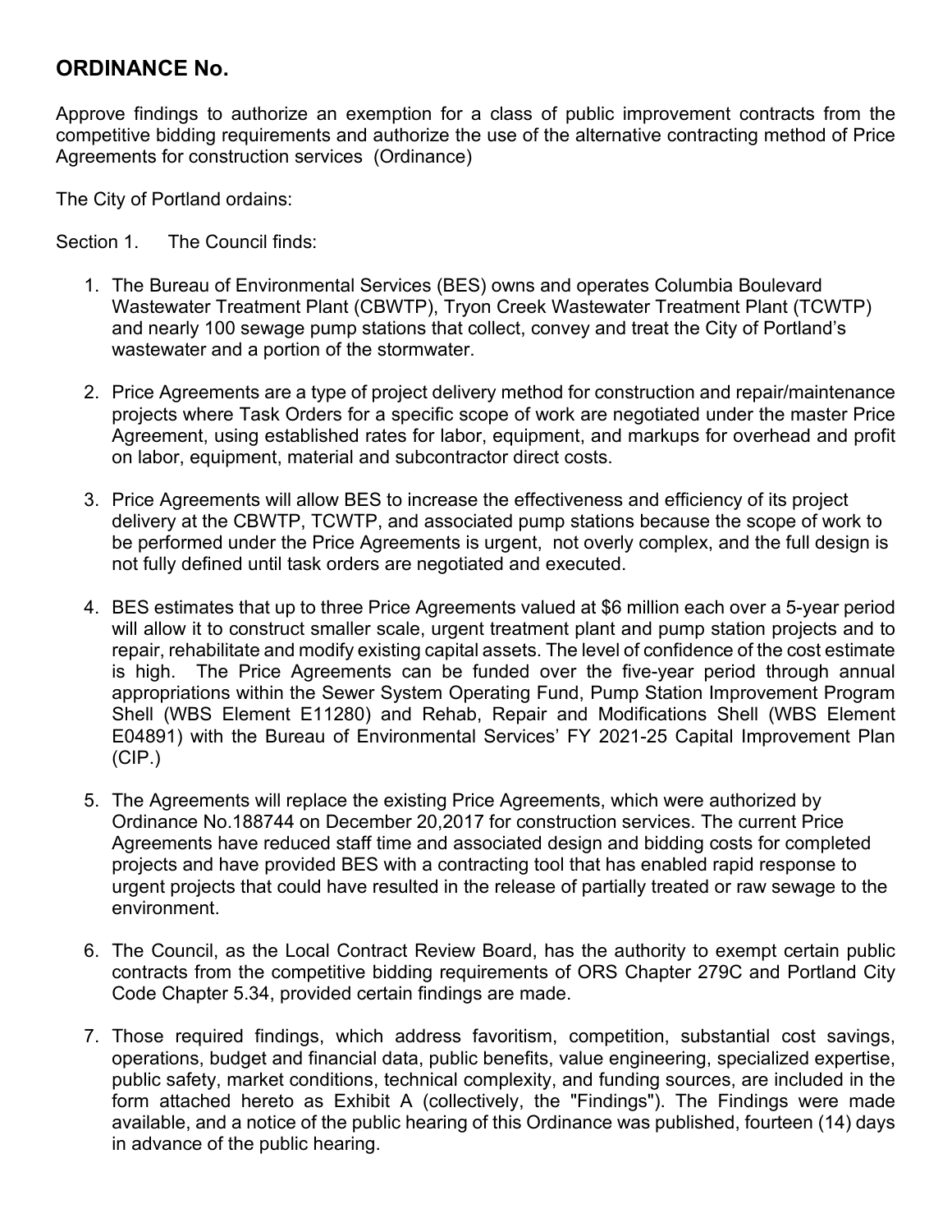## ORDINANCE No.

Approve findings to authorize an exemption for a class of public improvement contracts from the competitive bidding requirements and authorize the use of the alternative contracting method of Price Agreements for construction services (Ordinance)

The City of Portland ordains:

Section 1. The Council finds:

1. The Bureau of Environmental Services (BES) owns and operates Columbia Boulevard Wastewater Treatment Plant (CBWTP), Tryon Creek Wastewater Treatment Plant (TCWTP) and nearly 100 sewage pump stations that collect, convey and treat the City of Portland's wastewater and a portion of the stormwater.

2. Price Agreements are a type of project delivery method for construction and repair/maintenance projects where Task Orders for a specific scope of work are negotiated under the master Price Agreement, using established rates for labor, equipment, and markups for overhead and profit on labor, equipment, material and subcontractor direct costs.

3. Price Agreements will allow BES to increase the effectiveness and efficiency of its project delivery at the CBWTP, TCWTP, and associated pump stations because the scope of work to be performed under the Price Agreements is urgent, not overly complex, and the full design is not fully defined until task orders are negotiated and executed.

4. BES estimates that up to three Price Agreements valued at $6 million each over a 5-year period will allow it to construct smaller scale, urgent treatment plant and pump station projects and to repair, rehabilitate and modify existing capital assets. The level of confidence of the cost estimate is high. The Price Agreements can be funded over the five-year period through annual appropriations within the Sewer System Operating Fund, Pump Station Improvement Program Shell (WBS Element E11280) and Rehab, Repair and Modifications Shell (WBS Element E04891) with the Bureau of Environmental Services' FY 2021-25 Capital Improvement Plan (CIP.)

5. The Agreements will replace the existing Price Agreements, which were authorized by Ordinance No.188744 on December 20,2017 for construction services. The current Price Agreements have reduced staff time and associated design and bidding costs for completed projects and have provided BES with a contracting tool that has enabled rapid response to urgent projects that could have resulted in the release of partially treated or raw sewage to the environment.

6. The Council, as the Local Contract Review Board, has the authority to exempt certain public contracts from the competitive bidding requirements of ORS Chapter 279C and Portland City Code Chapter 5.34, provided certain findings are made.

7. Those required findings, which address favoritism, competition, substantial cost savings, operations, budget and financial data, public benefits, value engineering, specialized expertise, public safety, market conditions, technical complexity, and funding sources, are included in the form attached hereto as Exhibit A (collectively, the "Findings"). The Findings were made available, and a notice of the public hearing of this Ordinance was published, fourteen (14) days in advance of the public hearing.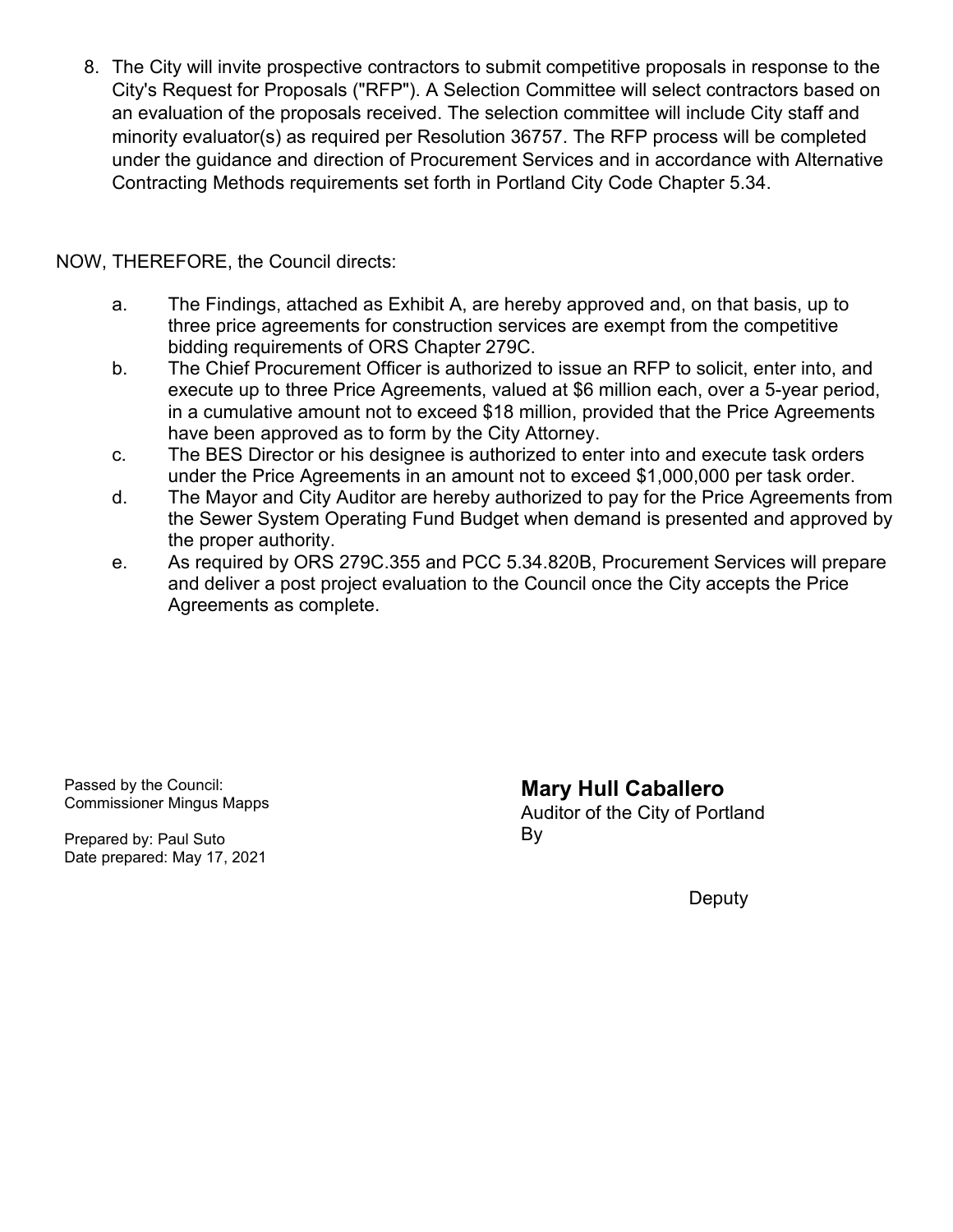8. The City will invite prospective contractors to submit competitive proposals in response to the City's Request for Proposals ("RFP"). A Selection Committee will select contractors based on an evaluation of the proposals received. The selection committee will include City staff and minority evaluator(s) as required per Resolution 36757. The RFP process will be completed under the guidance and direction of Procurement Services and in accordance with Alternative Contracting Methods requirements set forth in Portland City Code Chapter 5.34.

NOW, THEREFORE, the Council directs:

a. The Findings, attached as Exhibit A, are hereby approved and, on that basis, up to three price agreements for construction services are exempt from the competitive bidding requirements of ORS Chapter 279C.

b. The Chief Procurement Officer is authorized to issue an RFP to solicit, enter into, and execute up to three Price Agreements, valued at $6 million each, over a 5-year period, in a cumulative amount not to exceed $18 million, provided that the Price Agreements have been approved as to form by the City Attorney.

c. The BES Director or his designee is authorized to enter into and execute task orders under the Price Agreements in an amount not to exceed $1,000,000 per task order.

d. The Mayor and City Auditor are hereby authorized to pay for the Price Agreements from the Sewer System Operating Fund Budget when demand is presented and approved by the proper authority.

e. As required by ORS 279C.355 and PCC 5.34.820B, Procurement Services will prepare and deliver a post project evaluation to the Council once the City accepts the Price Agreements as complete.

Passed by the Council:
Commissioner Mingus Mapps

Prepared by: Paul Suto
Date prepared: May 17, 2021

**Mary Hull Caballero**
Auditor of the City of Portland
By

Deputy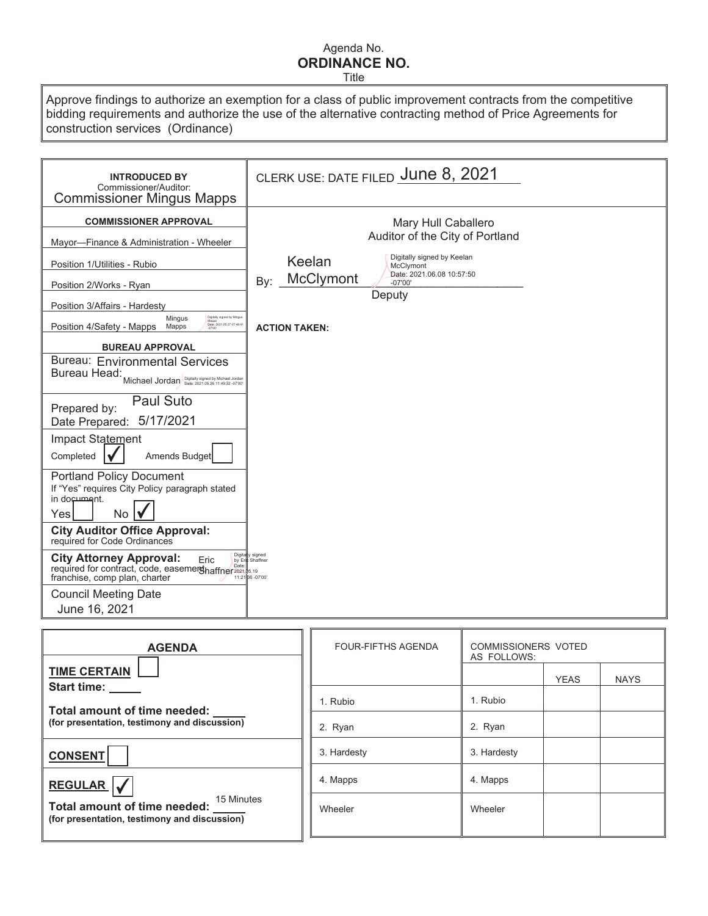Agenda No.

**ORDINANCE NO.**

Title

Approve findings to authorize an exemption for a class of public improvement contracts from the competitive bidding requirements and authorize the use of the alternative contracting method of Price Agreements for construction services (Ordinance)

| | |
|---|---|
| **INTRODUCED BY**<br>Commissioner/Auditor:<br>Commissioner Mingus Mapps | CLERK USE: DATE FILED June 8, 2021 |
| **COMMISSIONER APPROVAL**<br>Mayor—Finance & Administration - Wheeler<br>Position 1/Utilities - Rubio<br>Position 2/Works - Ryan<br>Position 3/Affairs - Hardesty<br>Position 4/Safety - Mapps Mingus Mapps (Digitally signed by Mingus Mapps Date: 2021.05.27 07:49:41 -07'00') | Mary Hull Caballero<br>Auditor of the City of Portland<br>By: Keelan McClymont (Digitally signed by Keelan McClymont Date: 2021.06.08 10:57:50 -07'00')<br>Deputy<br><br>**ACTION TAKEN:** |
| **BUREAU APPROVAL**<br>Bureau: Environmental Services<br>Bureau Head: Michael Jordan (Digitally signed by Michael Jordan Date: 2021.05.28 11:49:32 -07'00') | |
| Prepared by: Paul Suto<br>Date Prepared: 5/17/2021 | |
| Impact Statement<br>Completed ☑ Amends Budget ☐ | |
| Portland Policy Document<br>If "Yes" requires City Policy paragraph stated in document.<br>Yes ☐ No ☑ | |
| **City Auditor Office Approval:**<br>required for Code Ordinances | |
| **City Attorney Approval:**<br>required for contract, code, easement, franchise, comp plan, charter<br>Eric Shaffner (Digitally signed by Eric Shaffner Date: 2021.05.19 11:21:36 -07'00') | |
| Council Meeting Date<br>June 16, 2021 | |

| **AGENDA** |
|---|
| **TIME CERTAIN** ☐<br>**Start time:** \_\_\_\_\_<br>**Total amount of time needed:** \_\_\_\_\_<br>**(for presentation, testimony and discussion)** |
| **CONSENT** ☐ |
| **REGULAR** ☑<br>**Total amount of time needed:** 15 Minutes<br>**(for presentation, testimony and discussion)** |

| FOUR-FIFTHS AGENDA | COMMISSIONERS VOTED AS FOLLOWS: | YEAS | NAYS |
|---|---|---|---|
| 1. Rubio | 1. Rubio | | |
| 2. Ryan | 2. Ryan | | |
| 3. Hardesty | 3. Hardesty | | |
| 4. Mapps | 4. Mapps | | |
| Wheeler | Wheeler | | |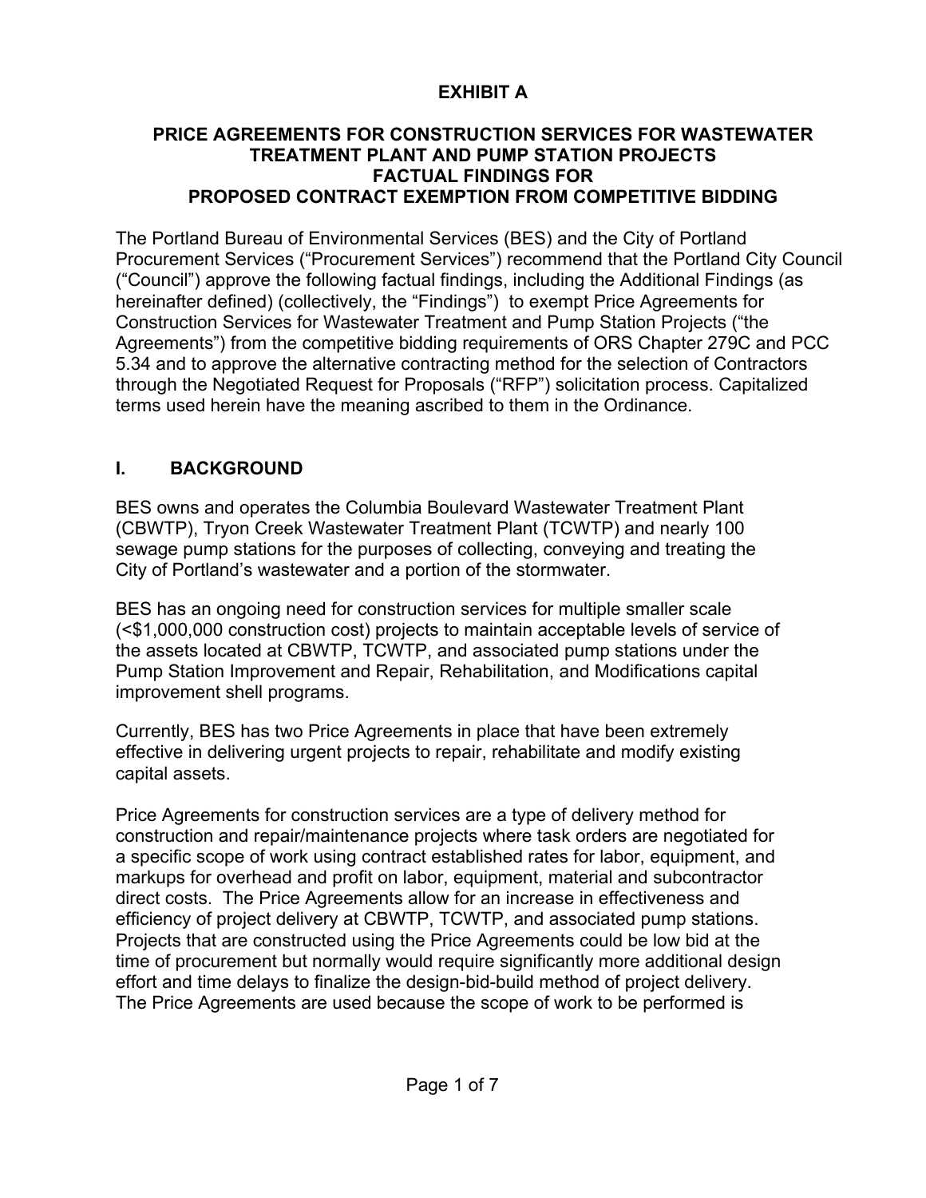# EXHIBIT A

## PRICE AGREEMENTS FOR CONSTRUCTION SERVICES FOR WASTEWATER TREATMENT PLANT AND PUMP STATION PROJECTS FACTUAL FINDINGS FOR PROPOSED CONTRACT EXEMPTION FROM COMPETITIVE BIDDING

The Portland Bureau of Environmental Services (BES) and the City of Portland Procurement Services ("Procurement Services") recommend that the Portland City Council ("Council") approve the following factual findings, including the Additional Findings (as hereinafter defined) (collectively, the "Findings") to exempt Price Agreements for Construction Services for Wastewater Treatment and Pump Station Projects ("the Agreements") from the competitive bidding requirements of ORS Chapter 279C and PCC 5.34 and to approve the alternative contracting method for the selection of Contractors through the Negotiated Request for Proposals ("RFP") solicitation process. Capitalized terms used herein have the meaning ascribed to them in the Ordinance.

## I. BACKGROUND

BES owns and operates the Columbia Boulevard Wastewater Treatment Plant (CBWTP), Tryon Creek Wastewater Treatment Plant (TCWTP) and nearly 100 sewage pump stations for the purposes of collecting, conveying and treating the City of Portland's wastewater and a portion of the stormwater.

BES has an ongoing need for construction services for multiple smaller scale (<$1,000,000 construction cost) projects to maintain acceptable levels of service of the assets located at CBWTP, TCWTP, and associated pump stations under the Pump Station Improvement and Repair, Rehabilitation, and Modifications capital improvement shell programs.

Currently, BES has two Price Agreements in place that have been extremely effective in delivering urgent projects to repair, rehabilitate and modify existing capital assets.

Price Agreements for construction services are a type of delivery method for construction and repair/maintenance projects where task orders are negotiated for a specific scope of work using contract established rates for labor, equipment, and markups for overhead and profit on labor, equipment, material and subcontractor direct costs. The Price Agreements allow for an increase in effectiveness and efficiency of project delivery at CBWTP, TCWTP, and associated pump stations. Projects that are constructed using the Price Agreements could be low bid at the time of procurement but normally would require significantly more additional design effort and time delays to finalize the design-bid-build method of project delivery. The Price Agreements are used because the scope of work to be performed is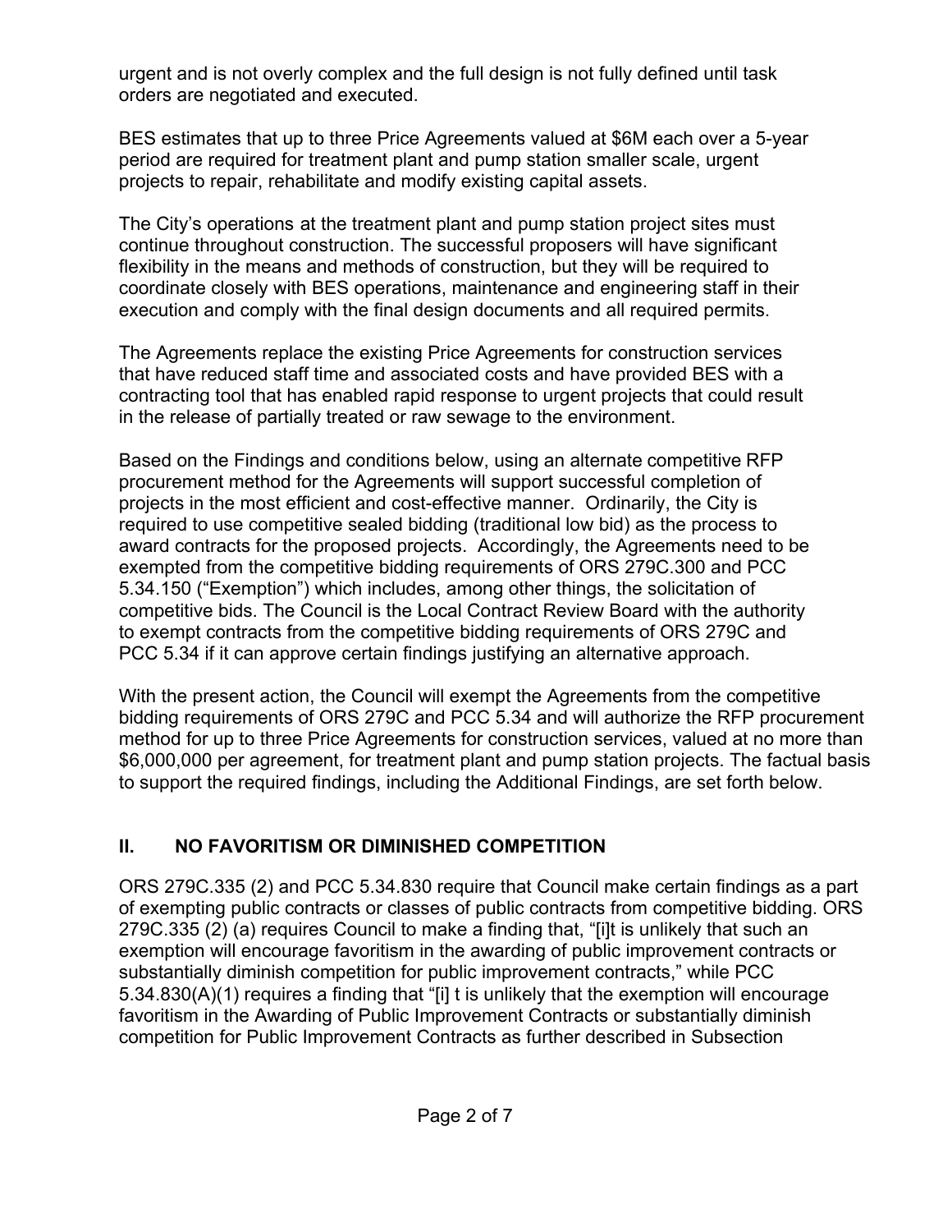urgent and is not overly complex and the full design is not fully defined until task orders are negotiated and executed.

BES estimates that up to three Price Agreements valued at $6M each over a 5-year period are required for treatment plant and pump station smaller scale, urgent projects to repair, rehabilitate and modify existing capital assets.

The City's operations at the treatment plant and pump station project sites must continue throughout construction. The successful proposers will have significant flexibility in the means and methods of construction, but they will be required to coordinate closely with BES operations, maintenance and engineering staff in their execution and comply with the final design documents and all required permits.

The Agreements replace the existing Price Agreements for construction services that have reduced staff time and associated costs and have provided BES with a contracting tool that has enabled rapid response to urgent projects that could result in the release of partially treated or raw sewage to the environment.

Based on the Findings and conditions below, using an alternate competitive RFP procurement method for the Agreements will support successful completion of projects in the most efficient and cost-effective manner. Ordinarily, the City is required to use competitive sealed bidding (traditional low bid) as the process to award contracts for the proposed projects. Accordingly, the Agreements need to be exempted from the competitive bidding requirements of ORS 279C.300 and PCC 5.34.150 ("Exemption") which includes, among other things, the solicitation of competitive bids. The Council is the Local Contract Review Board with the authority to exempt contracts from the competitive bidding requirements of ORS 279C and PCC 5.34 if it can approve certain findings justifying an alternative approach.

With the present action, the Council will exempt the Agreements from the competitive bidding requirements of ORS 279C and PCC 5.34 and will authorize the RFP procurement method for up to three Price Agreements for construction services, valued at no more than $6,000,000 per agreement, for treatment plant and pump station projects. The factual basis to support the required findings, including the Additional Findings, are set forth below.

## II. NO FAVORITISM OR DIMINISHED COMPETITION

ORS 279C.335 (2) and PCC 5.34.830 require that Council make certain findings as a part of exempting public contracts or classes of public contracts from competitive bidding. ORS 279C.335 (2) (a) requires Council to make a finding that, "[i]t is unlikely that such an exemption will encourage favoritism in the awarding of public improvement contracts or substantially diminish competition for public improvement contracts," while PCC 5.34.830(A)(1) requires a finding that "[i] t is unlikely that the exemption will encourage favoritism in the Awarding of Public Improvement Contracts or substantially diminish competition for Public Improvement Contracts as further described in Subsection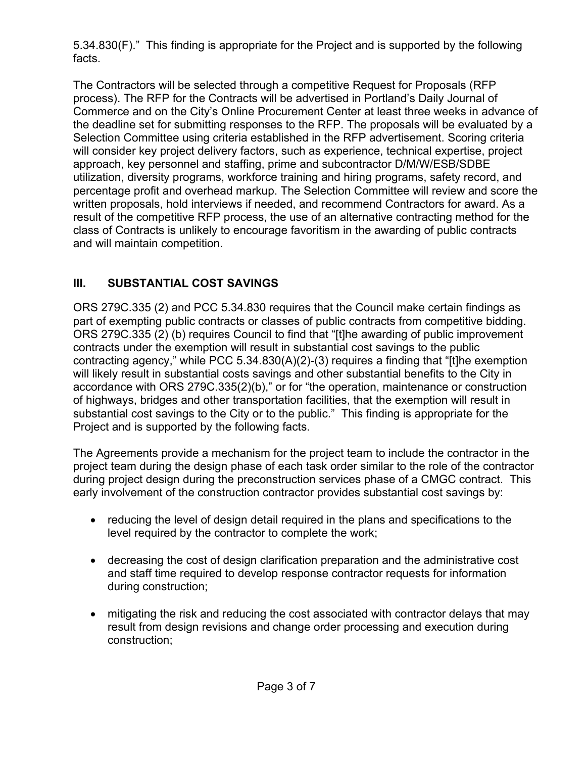5.34.830(F)." This finding is appropriate for the Project and is supported by the following facts.

The Contractors will be selected through a competitive Request for Proposals (RFP process). The RFP for the Contracts will be advertised in Portland's Daily Journal of Commerce and on the City's Online Procurement Center at least three weeks in advance of the deadline set for submitting responses to the RFP. The proposals will be evaluated by a Selection Committee using criteria established in the RFP advertisement. Scoring criteria will consider key project delivery factors, such as experience, technical expertise, project approach, key personnel and staffing, prime and subcontractor D/M/W/ESB/SDBE utilization, diversity programs, workforce training and hiring programs, safety record, and percentage profit and overhead markup. The Selection Committee will review and score the written proposals, hold interviews if needed, and recommend Contractors for award. As a result of the competitive RFP process, the use of an alternative contracting method for the class of Contracts is unlikely to encourage favoritism in the awarding of public contracts and will maintain competition.

## III. SUBSTANTIAL COST SAVINGS

ORS 279C.335 (2) and PCC 5.34.830 requires that the Council make certain findings as part of exempting public contracts or classes of public contracts from competitive bidding. ORS 279C.335 (2) (b) requires Council to find that "[t]he awarding of public improvement contracts under the exemption will result in substantial cost savings to the public contracting agency," while PCC 5.34.830(A)(2)-(3) requires a finding that "[t]he exemption will likely result in substantial costs savings and other substantial benefits to the City in accordance with ORS 279C.335(2)(b)," or for "the operation, maintenance or construction of highways, bridges and other transportation facilities, that the exemption will result in substantial cost savings to the City or to the public." This finding is appropriate for the Project and is supported by the following facts.

The Agreements provide a mechanism for the project team to include the contractor in the project team during the design phase of each task order similar to the role of the contractor during project design during the preconstruction services phase of a CMGC contract. This early involvement of the construction contractor provides substantial cost savings by:

- reducing the level of design detail required in the plans and specifications to the level required by the contractor to complete the work;

- decreasing the cost of design clarification preparation and the administrative cost and staff time required to develop response contractor requests for information during construction;

- mitigating the risk and reducing the cost associated with contractor delays that may result from design revisions and change order processing and execution during construction;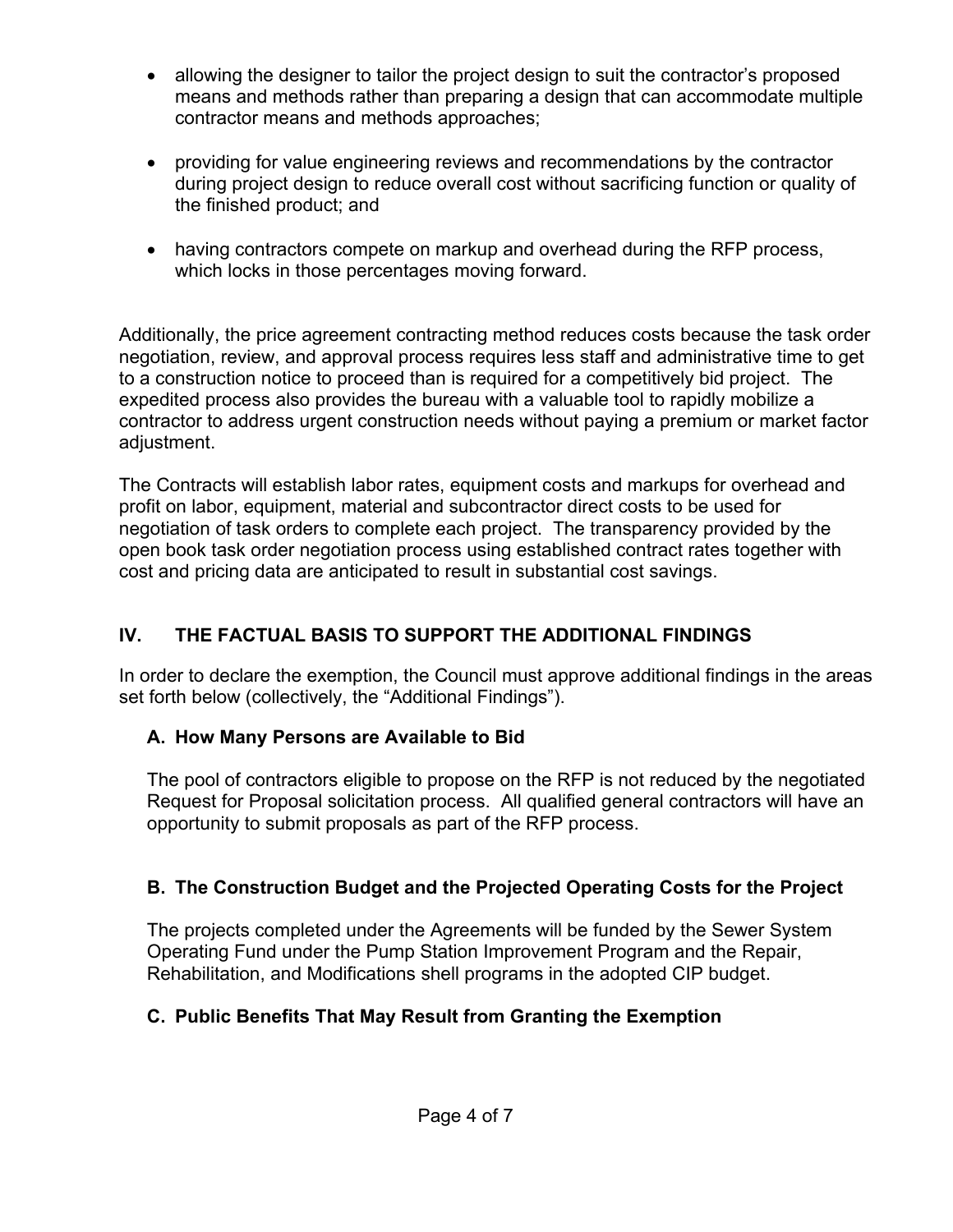- allowing the designer to tailor the project design to suit the contractor's proposed means and methods rather than preparing a design that can accommodate multiple contractor means and methods approaches;

- providing for value engineering reviews and recommendations by the contractor during project design to reduce overall cost without sacrificing function or quality of the finished product; and

- having contractors compete on markup and overhead during the RFP process, which locks in those percentages moving forward.

Additionally, the price agreement contracting method reduces costs because the task order negotiation, review, and approval process requires less staff and administrative time to get to a construction notice to proceed than is required for a competitively bid project. The expedited process also provides the bureau with a valuable tool to rapidly mobilize a contractor to address urgent construction needs without paying a premium or market factor adjustment.

The Contracts will establish labor rates, equipment costs and markups for overhead and profit on labor, equipment, material and subcontractor direct costs to be used for negotiation of task orders to complete each project. The transparency provided by the open book task order negotiation process using established contract rates together with cost and pricing data are anticipated to result in substantial cost savings.

## IV. THE FACTUAL BASIS TO SUPPORT THE ADDITIONAL FINDINGS

In order to declare the exemption, the Council must approve additional findings in the areas set forth below (collectively, the "Additional Findings").

### A. How Many Persons are Available to Bid

The pool of contractors eligible to propose on the RFP is not reduced by the negotiated Request for Proposal solicitation process. All qualified general contractors will have an opportunity to submit proposals as part of the RFP process.

### B. The Construction Budget and the Projected Operating Costs for the Project

The projects completed under the Agreements will be funded by the Sewer System Operating Fund under the Pump Station Improvement Program and the Repair, Rehabilitation, and Modifications shell programs in the adopted CIP budget.

### C. Public Benefits That May Result from Granting the Exemption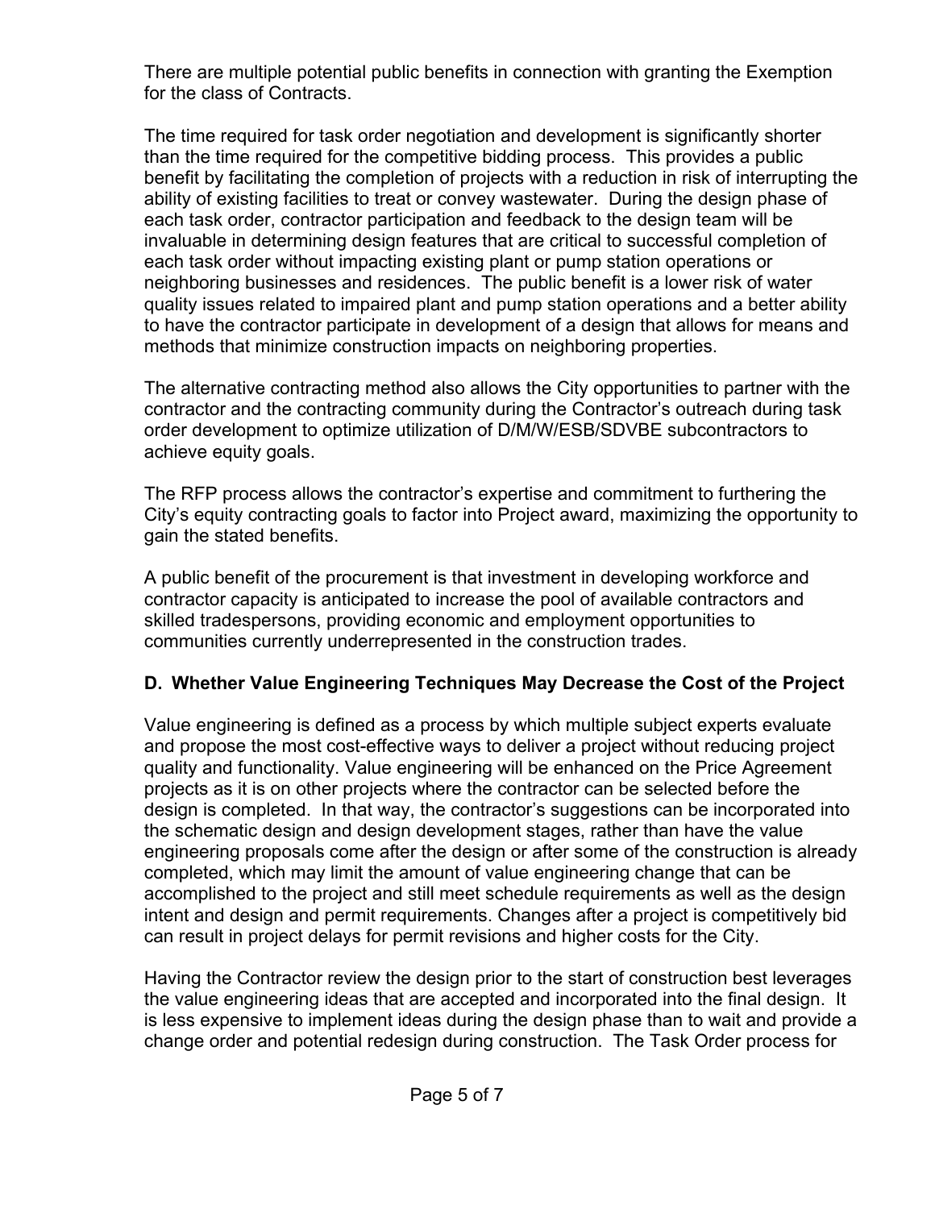There are multiple potential public benefits in connection with granting the Exemption for the class of Contracts.

The time required for task order negotiation and development is significantly shorter than the time required for the competitive bidding process. This provides a public benefit by facilitating the completion of projects with a reduction in risk of interrupting the ability of existing facilities to treat or convey wastewater. During the design phase of each task order, contractor participation and feedback to the design team will be invaluable in determining design features that are critical to successful completion of each task order without impacting existing plant or pump station operations or neighboring businesses and residences. The public benefit is a lower risk of water quality issues related to impaired plant and pump station operations and a better ability to have the contractor participate in development of a design that allows for means and methods that minimize construction impacts on neighboring properties.

The alternative contracting method also allows the City opportunities to partner with the contractor and the contracting community during the Contractor's outreach during task order development to optimize utilization of D/M/W/ESB/SDVBE subcontractors to achieve equity goals.

The RFP process allows the contractor's expertise and commitment to furthering the City's equity contracting goals to factor into Project award, maximizing the opportunity to gain the stated benefits.

A public benefit of the procurement is that investment in developing workforce and contractor capacity is anticipated to increase the pool of available contractors and skilled tradespersons, providing economic and employment opportunities to communities currently underrepresented in the construction trades.

### D. Whether Value Engineering Techniques May Decrease the Cost of the Project

Value engineering is defined as a process by which multiple subject experts evaluate and propose the most cost-effective ways to deliver a project without reducing project quality and functionality. Value engineering will be enhanced on the Price Agreement projects as it is on other projects where the contractor can be selected before the design is completed. In that way, the contractor's suggestions can be incorporated into the schematic design and design development stages, rather than have the value engineering proposals come after the design or after some of the construction is already completed, which may limit the amount of value engineering change that can be accomplished to the project and still meet schedule requirements as well as the design intent and design and permit requirements. Changes after a project is competitively bid can result in project delays for permit revisions and higher costs for the City.

Having the Contractor review the design prior to the start of construction best leverages the value engineering ideas that are accepted and incorporated into the final design. It is less expensive to implement ideas during the design phase than to wait and provide a change order and potential redesign during construction. The Task Order process for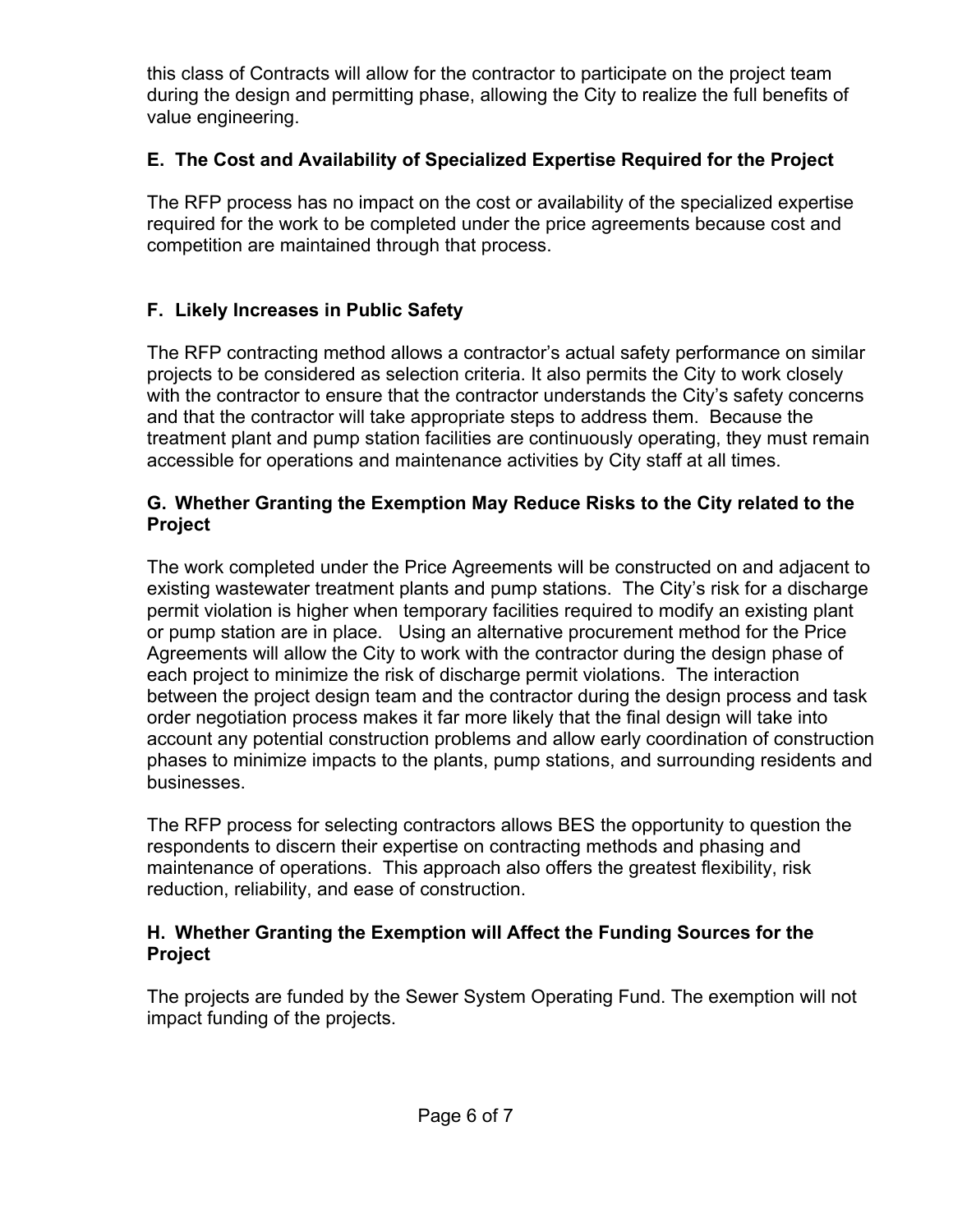this class of Contracts will allow for the contractor to participate on the project team during the design and permitting phase, allowing the City to realize the full benefits of value engineering.

### E. The Cost and Availability of Specialized Expertise Required for the Project

The RFP process has no impact on the cost or availability of the specialized expertise required for the work to be completed under the price agreements because cost and competition are maintained through that process.

### F. Likely Increases in Public Safety

The RFP contracting method allows a contractor's actual safety performance on similar projects to be considered as selection criteria. It also permits the City to work closely with the contractor to ensure that the contractor understands the City's safety concerns and that the contractor will take appropriate steps to address them. Because the treatment plant and pump station facilities are continuously operating, they must remain accessible for operations and maintenance activities by City staff at all times.

### G. Whether Granting the Exemption May Reduce Risks to the City related to the Project

The work completed under the Price Agreements will be constructed on and adjacent to existing wastewater treatment plants and pump stations. The City's risk for a discharge permit violation is higher when temporary facilities required to modify an existing plant or pump station are in place. Using an alternative procurement method for the Price Agreements will allow the City to work with the contractor during the design phase of each project to minimize the risk of discharge permit violations. The interaction between the project design team and the contractor during the design process and task order negotiation process makes it far more likely that the final design will take into account any potential construction problems and allow early coordination of construction phases to minimize impacts to the plants, pump stations, and surrounding residents and businesses.

The RFP process for selecting contractors allows BES the opportunity to question the respondents to discern their expertise on contracting methods and phasing and maintenance of operations. This approach also offers the greatest flexibility, risk reduction, reliability, and ease of construction.

### H. Whether Granting the Exemption will Affect the Funding Sources for the Project

The projects are funded by the Sewer System Operating Fund. The exemption will not impact funding of the projects.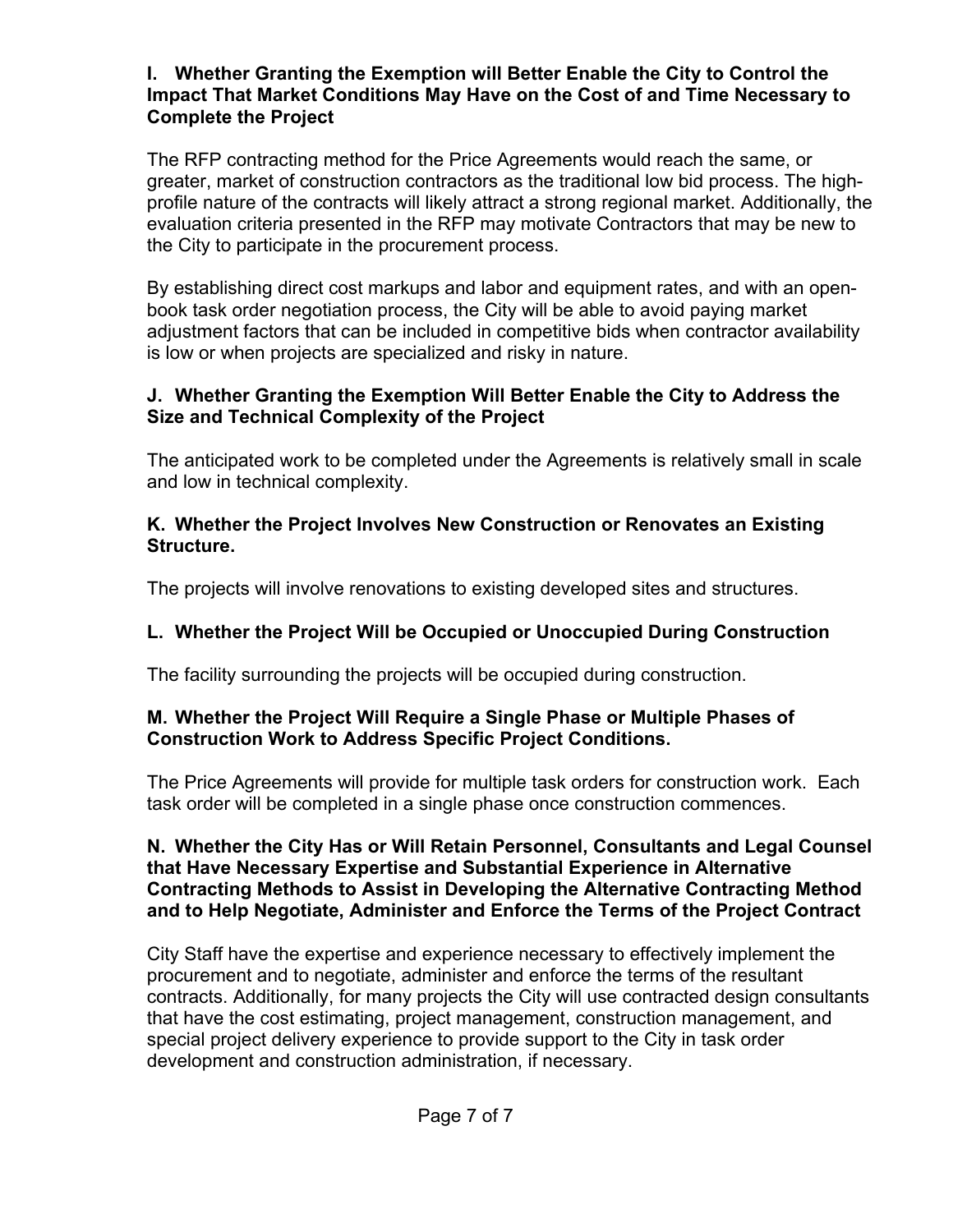### I. Whether Granting the Exemption will Better Enable the City to Control the Impact That Market Conditions May Have on the Cost of and Time Necessary to Complete the Project

The RFP contracting method for the Price Agreements would reach the same, or greater, market of construction contractors as the traditional low bid process. The high-profile nature of the contracts will likely attract a strong regional market. Additionally, the evaluation criteria presented in the RFP may motivate Contractors that may be new to the City to participate in the procurement process.

By establishing direct cost markups and labor and equipment rates, and with an open-book task order negotiation process, the City will be able to avoid paying market adjustment factors that can be included in competitive bids when contractor availability is low or when projects are specialized and risky in nature.

### J. Whether Granting the Exemption Will Better Enable the City to Address the Size and Technical Complexity of the Project

The anticipated work to be completed under the Agreements is relatively small in scale and low in technical complexity.

### K. Whether the Project Involves New Construction or Renovates an Existing Structure.

The projects will involve renovations to existing developed sites and structures.

### L. Whether the Project Will be Occupied or Unoccupied During Construction

The facility surrounding the projects will be occupied during construction.

### M. Whether the Project Will Require a Single Phase or Multiple Phases of Construction Work to Address Specific Project Conditions.

The Price Agreements will provide for multiple task orders for construction work. Each task order will be completed in a single phase once construction commences.

### N. Whether the City Has or Will Retain Personnel, Consultants and Legal Counsel that Have Necessary Expertise and Substantial Experience in Alternative Contracting Methods to Assist in Developing the Alternative Contracting Method and to Help Negotiate, Administer and Enforce the Terms of the Project Contract

City Staff have the expertise and experience necessary to effectively implement the procurement and to negotiate, administer and enforce the terms of the resultant contracts. Additionally, for many projects the City will use contracted design consultants that have the cost estimating, project management, construction management, and special project delivery experience to provide support to the City in task order development and construction administration, if necessary.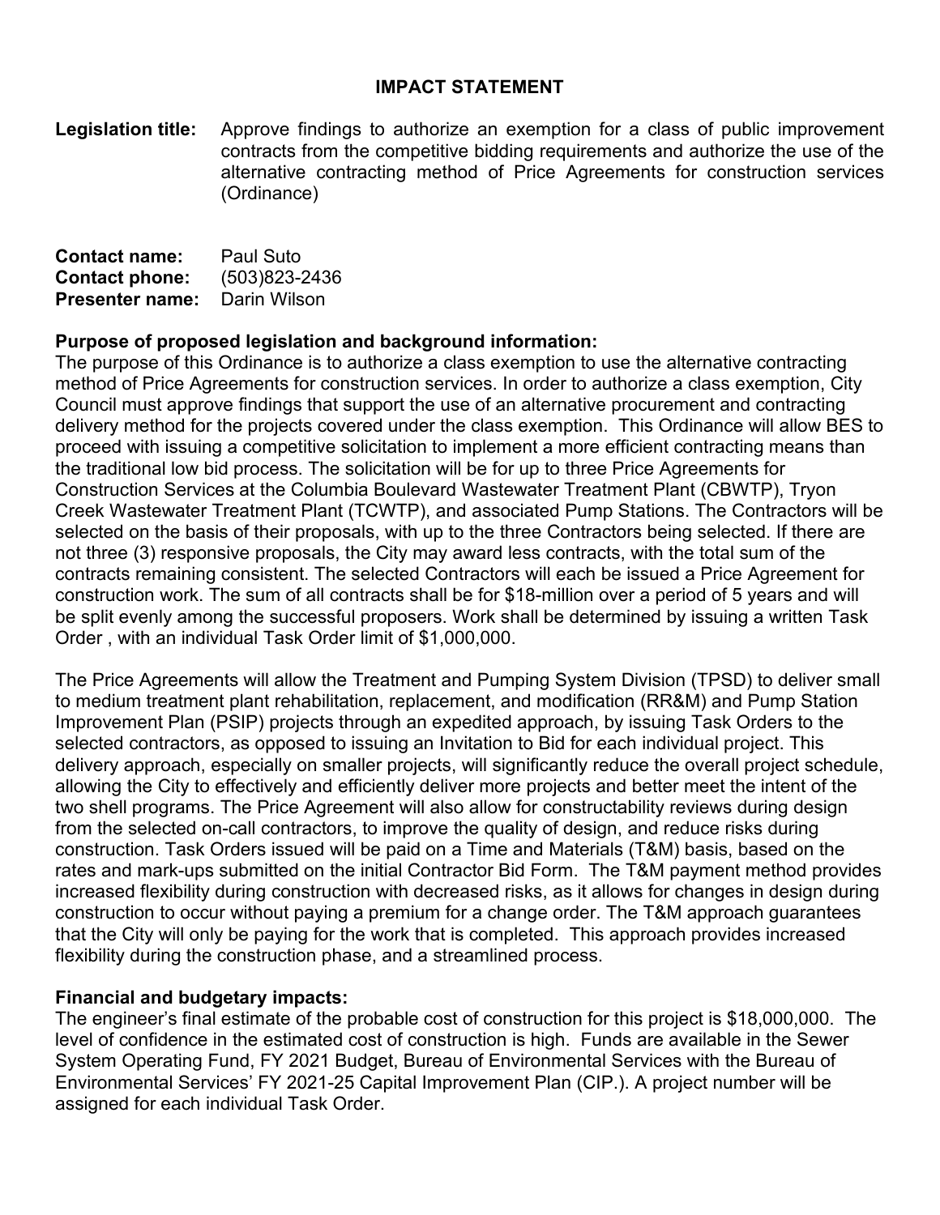# IMPACT STATEMENT

**Legislation title:** Approve findings to authorize an exemption for a class of public improvement contracts from the competitive bidding requirements and authorize the use of the alternative contracting method of Price Agreements for construction services (Ordinance)

**Contact name:** Paul Suto
**Contact phone:** (503)823-2436
**Presenter name:** Darin Wilson

**Purpose of proposed legislation and background information:**

The purpose of this Ordinance is to authorize a class exemption to use the alternative contracting method of Price Agreements for construction services. In order to authorize a class exemption, City Council must approve findings that support the use of an alternative procurement and contracting delivery method for the projects covered under the class exemption. This Ordinance will allow BES to proceed with issuing a competitive solicitation to implement a more efficient contracting means than the traditional low bid process. The solicitation will be for up to three Price Agreements for Construction Services at the Columbia Boulevard Wastewater Treatment Plant (CBWTP), Tryon Creek Wastewater Treatment Plant (TCWTP), and associated Pump Stations. The Contractors will be selected on the basis of their proposals, with up to the three Contractors being selected. If there are not three (3) responsive proposals, the City may award less contracts, with the total sum of the contracts remaining consistent. The selected Contractors will each be issued a Price Agreement for construction work. The sum of all contracts shall be for $18-million over a period of 5 years and will be split evenly among the successful proposers. Work shall be determined by issuing a written Task Order , with an individual Task Order limit of $1,000,000.

The Price Agreements will allow the Treatment and Pumping System Division (TPSD) to deliver small to medium treatment plant rehabilitation, replacement, and modification (RR&M) and Pump Station Improvement Plan (PSIP) projects through an expedited approach, by issuing Task Orders to the selected contractors, as opposed to issuing an Invitation to Bid for each individual project. This delivery approach, especially on smaller projects, will significantly reduce the overall project schedule, allowing the City to effectively and efficiently deliver more projects and better meet the intent of the two shell programs. The Price Agreement will also allow for constructability reviews during design from the selected on-call contractors, to improve the quality of design, and reduce risks during construction. Task Orders issued will be paid on a Time and Materials (T&M) basis, based on the rates and mark-ups submitted on the initial Contractor Bid Form. The T&M payment method provides increased flexibility during construction with decreased risks, as it allows for changes in design during construction to occur without paying a premium for a change order. The T&M approach guarantees that the City will only be paying for the work that is completed. This approach provides increased flexibility during the construction phase, and a streamlined process.

**Financial and budgetary impacts:**

The engineer's final estimate of the probable cost of construction for this project is $18,000,000. The level of confidence in the estimated cost of construction is high. Funds are available in the Sewer System Operating Fund, FY 2021 Budget, Bureau of Environmental Services with the Bureau of Environmental Services' FY 2021-25 Capital Improvement Plan (CIP.). A project number will be assigned for each individual Task Order.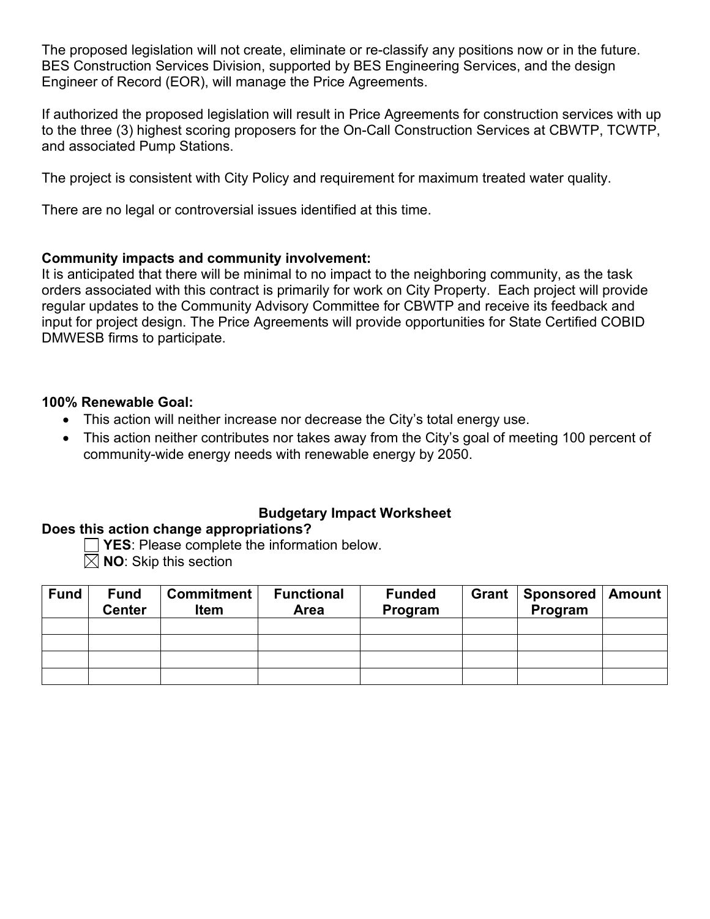The proposed legislation will not create, eliminate or re-classify any positions now or in the future. BES Construction Services Division, supported by BES Engineering Services, and the design Engineer of Record (EOR), will manage the Price Agreements.

If authorized the proposed legislation will result in Price Agreements for construction services with up to the three (3) highest scoring proposers for the On-Call Construction Services at CBWTP, TCWTP, and associated Pump Stations.

The project is consistent with City Policy and requirement for maximum treated water quality.

There are no legal or controversial issues identified at this time.

**Community impacts and community involvement:**
It is anticipated that there will be minimal to no impact to the neighboring community, as the task orders associated with this contract is primarily for work on City Property. Each project will provide regular updates to the Community Advisory Committee for CBWTP and receive its feedback and input for project design. The Price Agreements will provide opportunities for State Certified COBID DMWESB firms to participate.

**100% Renewable Goal:**

- This action will neither increase nor decrease the City's total energy use.
- This action neither contributes nor takes away from the City's goal of meeting 100 percent of community-wide energy needs with renewable energy by 2050.

**Budgetary Impact Worksheet**

**Does this action change appropriations?**

☐ **YES**: Please complete the information below.
☒ **NO**: Skip this section

| Fund | Fund Center | Commitment Item | Functional Area | Funded Program | Grant | Sponsored Program | Amount |
|---|---|---|---|---|---|---|---|
| | | | | | | | |
| | | | | | | | |
| | | | | | | | |
| | | | | | | | |